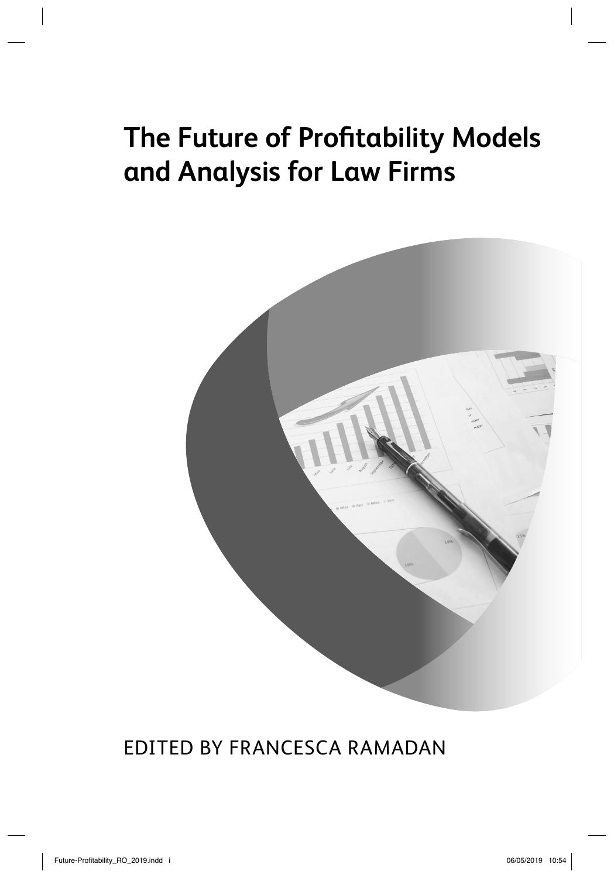# The Future of Profitability Models and Analysis for Law Firms

EDITED BY FRANCESCA RAMADAN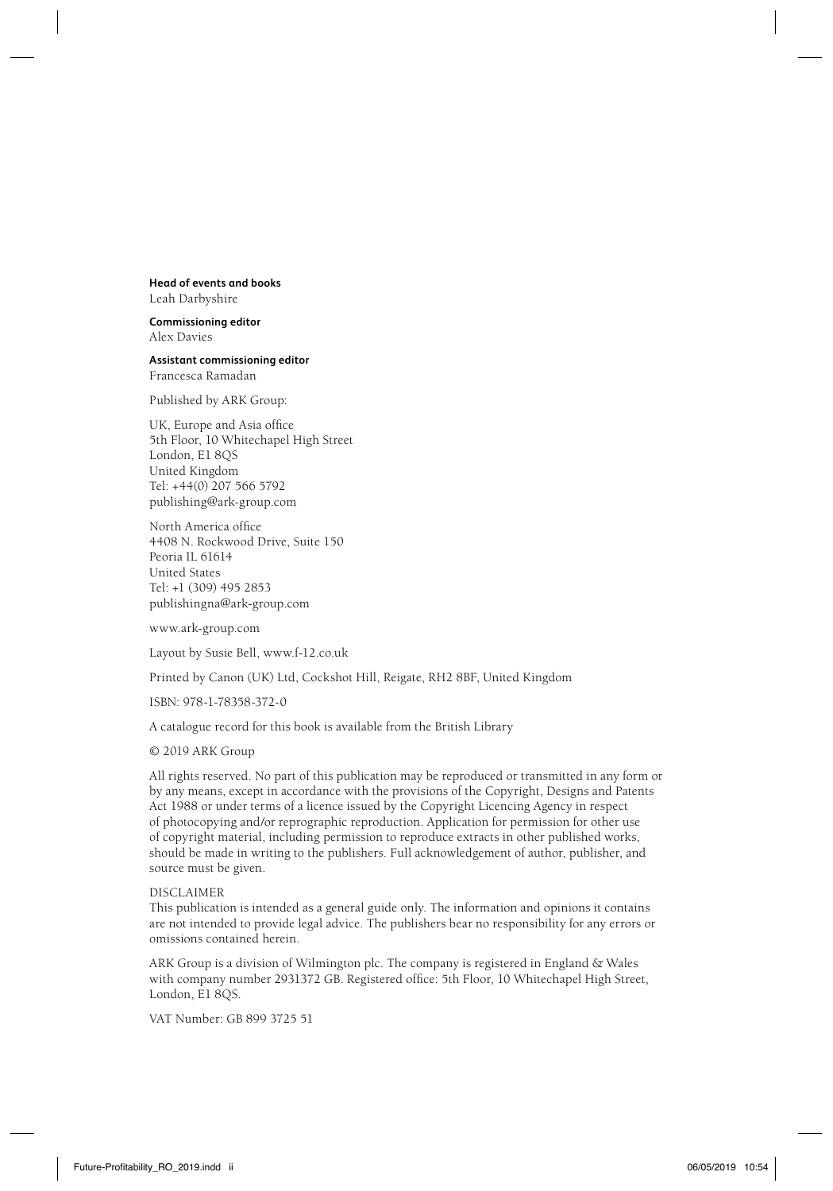**Head of events and books**
Leah Darbyshire

**Commissioning editor**
Alex Davies

**Assistant commissioning editor**
Francesca Ramadan

Published by ARK Group:

UK, Europe and Asia office
5th Floor, 10 Whitechapel High Street
London, E1 8QS
United Kingdom
Tel: +44(0) 207 566 5792
publishing@ark-group.com

North America office
4408 N. Rockwood Drive, Suite 150
Peoria IL 61614
United States
Tel: +1 (309) 495 2853
publishingna@ark-group.com

www.ark-group.com

Layout by Susie Bell, www.f-12.co.uk

Printed by Canon (UK) Ltd, Cockshot Hill, Reigate, RH2 8BF, United Kingdom

ISBN: 978-1-78358-372-0

A catalogue record for this book is available from the British Library

© 2019 ARK Group

All rights reserved. No part of this publication may be reproduced or transmitted in any form or by any means, except in accordance with the provisions of the Copyright, Designs and Patents Act 1988 or under terms of a licence issued by the Copyright Licencing Agency in respect of photocopying and/or reprographic reproduction. Application for permission for other use of copyright material, including permission to reproduce extracts in other published works, should be made in writing to the publishers. Full acknowledgement of author, publisher, and source must be given.

DISCLAIMER
This publication is intended as a general guide only. The information and opinions it contains are not intended to provide legal advice. The publishers bear no responsibility for any errors or omissions contained herein.

ARK Group is a division of Wilmington plc. The company is registered in England & Wales with company number 2931372 GB. Registered office: 5th Floor, 10 Whitechapel High Street, London, E1 8QS.

VAT Number: GB 899 3725 51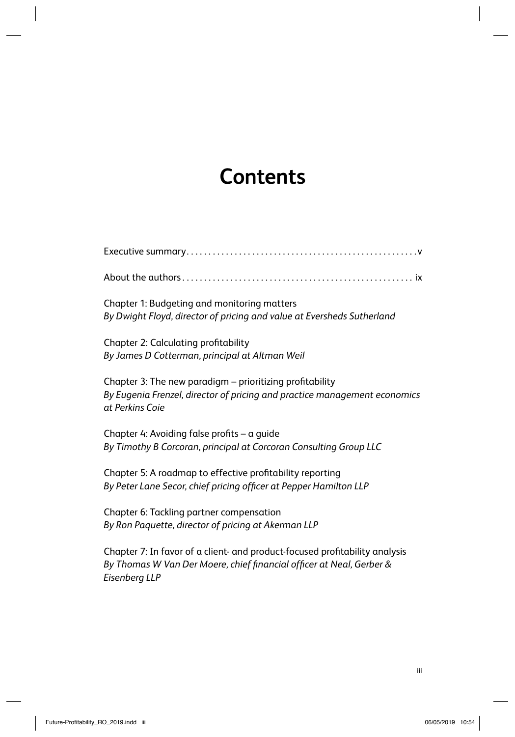# Contents

Executive summary . . . . . . . . . . . . . . . . . . . . . . . . . . . . . . . . . . . . . . . . . . . . . . . . . . v

About the authors . . . . . . . . . . . . . . . . . . . . . . . . . . . . . . . . . . . . . . . . . . . . . . . . . . ix

Chapter 1: Budgeting and monitoring matters
*By Dwight Floyd, director of pricing and value at Eversheds Sutherland*

Chapter 2: Calculating profitability
*By James D Cotterman, principal at Altman Weil*

Chapter 3: The new paradigm – prioritizing profitability
*By Eugenia Frenzel, director of pricing and practice management economics at Perkins Coie*

Chapter 4: Avoiding false profits – a guide
*By Timothy B Corcoran, principal at Corcoran Consulting Group LLC*

Chapter 5: A roadmap to effective profitability reporting
*By Peter Lane Secor, chief pricing officer at Pepper Hamilton LLP*

Chapter 6: Tackling partner compensation
*By Ron Paquette, director of pricing at Akerman LLP*

Chapter 7: In favor of a client- and product-focused profitability analysis
*By Thomas W Van Der Moere, chief financial officer at Neal, Gerber & Eisenberg LLP*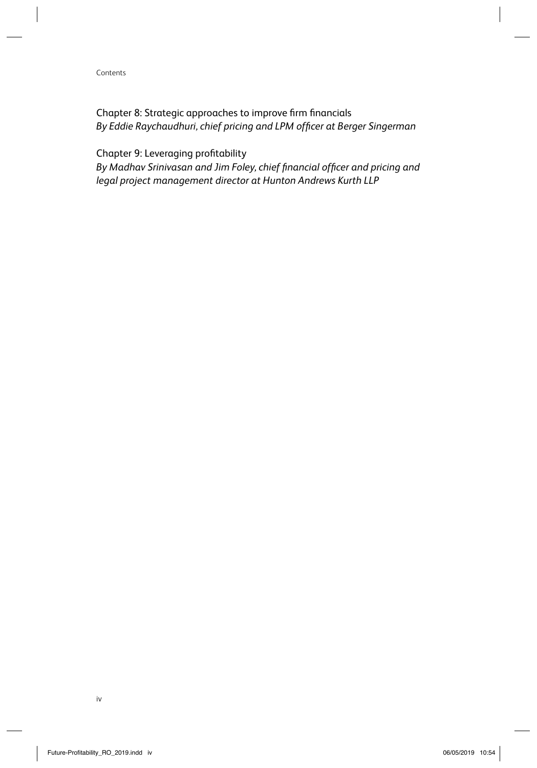Chapter 8: Strategic approaches to improve firm financials
*By Eddie Raychaudhuri, chief pricing and LPM officer at Berger Singerman*

Chapter 9: Leveraging profitability
*By Madhav Srinivasan and Jim Foley, chief financial officer and pricing and legal project management director at Hunton Andrews Kurth LLP*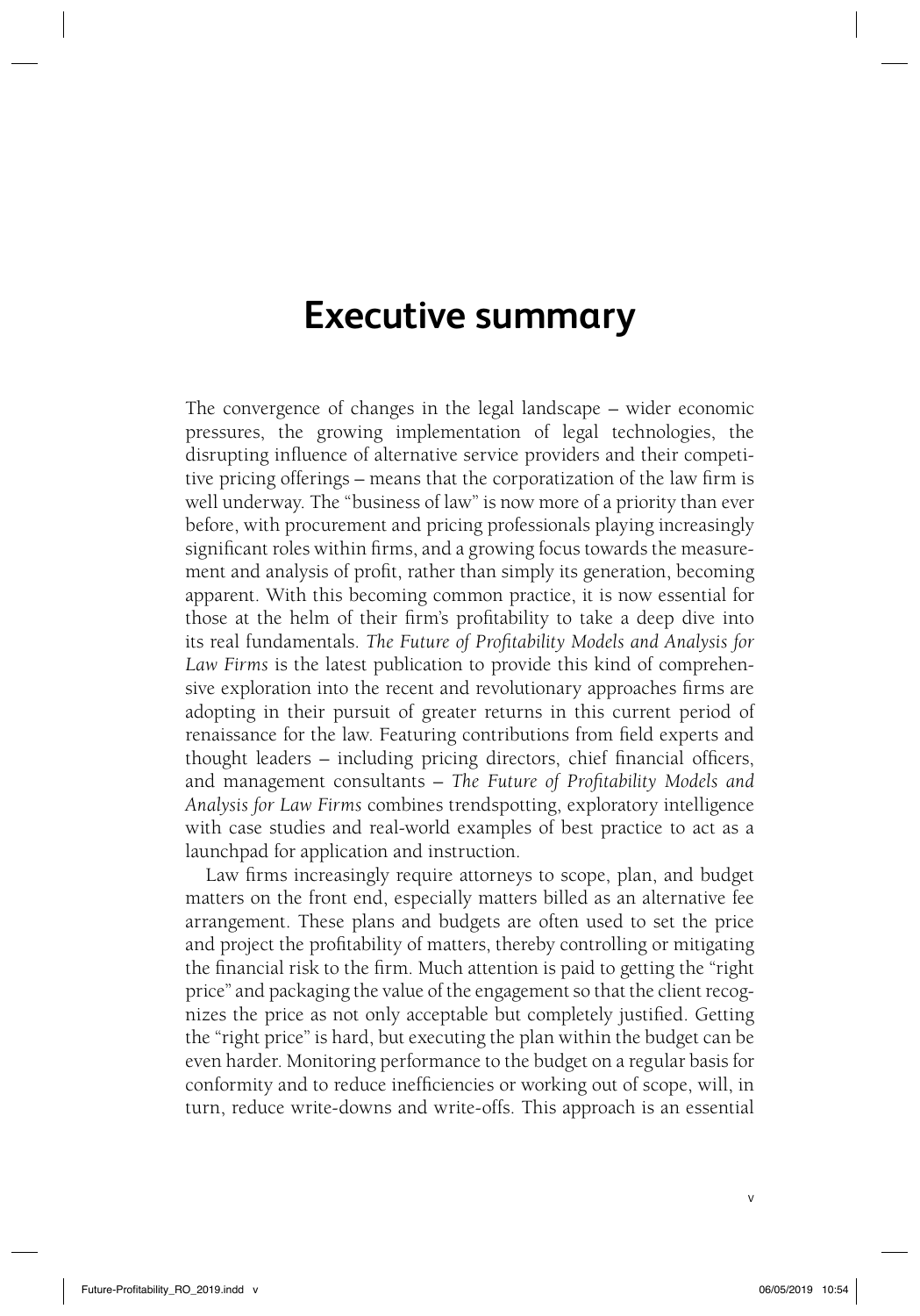# Executive summary

The convergence of changes in the legal landscape – wider economic pressures, the growing implementation of legal technologies, the disrupting influence of alternative service providers and their competitive pricing offerings – means that the corporatization of the law firm is well underway. The "business of law" is now more of a priority than ever before, with procurement and pricing professionals playing increasingly significant roles within firms, and a growing focus towards the measurement and analysis of profit, rather than simply its generation, becoming apparent. With this becoming common practice, it is now essential for those at the helm of their firm's profitability to take a deep dive into its real fundamentals. *The Future of Profitability Models and Analysis for Law Firms* is the latest publication to provide this kind of comprehensive exploration into the recent and revolutionary approaches firms are adopting in their pursuit of greater returns in this current period of renaissance for the law. Featuring contributions from field experts and thought leaders – including pricing directors, chief financial officers, and management consultants – *The Future of Profitability Models and Analysis for Law Firms* combines trendspotting, exploratory intelligence with case studies and real-world examples of best practice to act as a launchpad for application and instruction.

Law firms increasingly require attorneys to scope, plan, and budget matters on the front end, especially matters billed as an alternative fee arrangement. These plans and budgets are often used to set the price and project the profitability of matters, thereby controlling or mitigating the financial risk to the firm. Much attention is paid to getting the "right price" and packaging the value of the engagement so that the client recognizes the price as not only acceptable but completely justified. Getting the "right price" is hard, but executing the plan within the budget can be even harder. Monitoring performance to the budget on a regular basis for conformity and to reduce inefficiencies or working out of scope, will, in turn, reduce write-downs and write-offs. This approach is an essential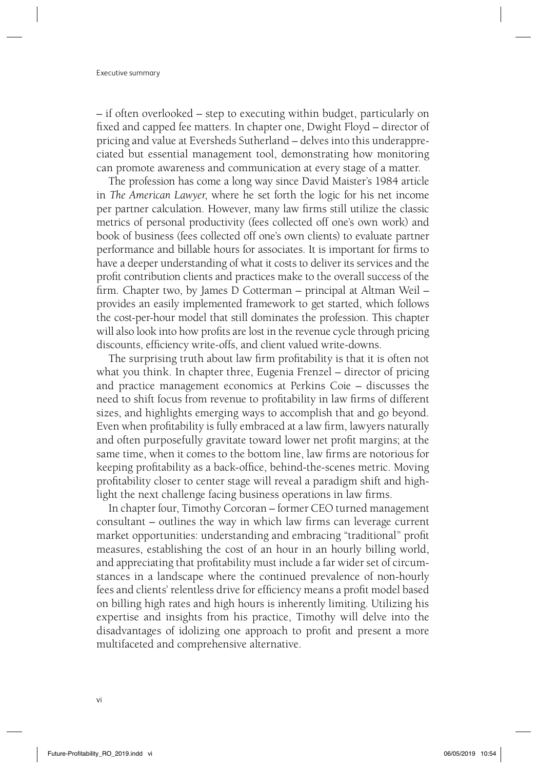– if often overlooked – step to executing within budget, particularly on fixed and capped fee matters. In chapter one, Dwight Floyd – director of pricing and value at Eversheds Sutherland – delves into this underappreciated but essential management tool, demonstrating how monitoring can promote awareness and communication at every stage of a matter.

The profession has come a long way since David Maister's 1984 article in *The American Lawyer*, where he set forth the logic for his net income per partner calculation. However, many law firms still utilize the classic metrics of personal productivity (fees collected off one's own work) and book of business (fees collected off one's own clients) to evaluate partner performance and billable hours for associates. It is important for firms to have a deeper understanding of what it costs to deliver its services and the profit contribution clients and practices make to the overall success of the firm. Chapter two, by James D Cotterman – principal at Altman Weil – provides an easily implemented framework to get started, which follows the cost-per-hour model that still dominates the profession. This chapter will also look into how profits are lost in the revenue cycle through pricing discounts, efficiency write-offs, and client valued write-downs.

The surprising truth about law firm profitability is that it is often not what you think. In chapter three, Eugenia Frenzel – director of pricing and practice management economics at Perkins Coie – discusses the need to shift focus from revenue to profitability in law firms of different sizes, and highlights emerging ways to accomplish that and go beyond. Even when profitability is fully embraced at a law firm, lawyers naturally and often purposefully gravitate toward lower net profit margins; at the same time, when it comes to the bottom line, law firms are notorious for keeping profitability as a back-office, behind-the-scenes metric. Moving profitability closer to center stage will reveal a paradigm shift and highlight the next challenge facing business operations in law firms.

In chapter four, Timothy Corcoran – former CEO turned management consultant – outlines the way in which law firms can leverage current market opportunities: understanding and embracing "traditional" profit measures, establishing the cost of an hour in an hourly billing world, and appreciating that profitability must include a far wider set of circumstances in a landscape where the continued prevalence of non-hourly fees and clients' relentless drive for efficiency means a profit model based on billing high rates and high hours is inherently limiting. Utilizing his expertise and insights from his practice, Timothy will delve into the disadvantages of idolizing one approach to profit and present a more multifaceted and comprehensive alternative.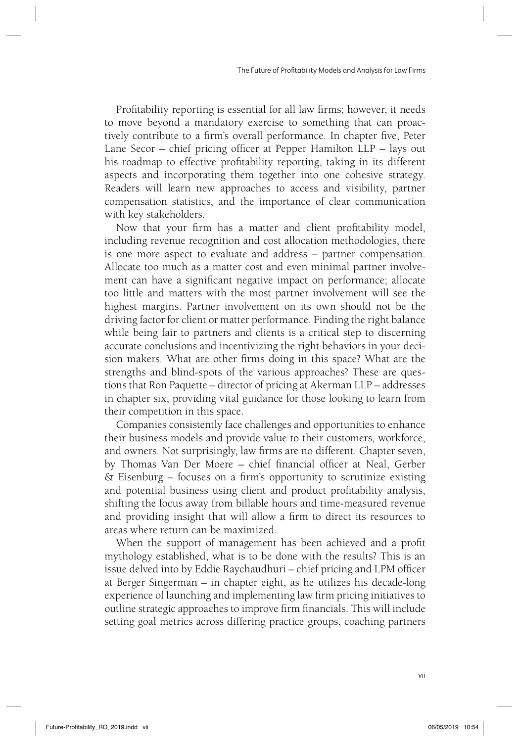Profitability reporting is essential for all law firms; however, it needs to move beyond a mandatory exercise to something that can proactively contribute to a firm's overall performance. In chapter five, Peter Lane Secor – chief pricing officer at Pepper Hamilton LLP – lays out his roadmap to effective profitability reporting, taking in its different aspects and incorporating them together into one cohesive strategy. Readers will learn new approaches to access and visibility, partner compensation statistics, and the importance of clear communication with key stakeholders.

Now that your firm has a matter and client profitability model, including revenue recognition and cost allocation methodologies, there is one more aspect to evaluate and address – partner compensation. Allocate too much as a matter cost and even minimal partner involvement can have a significant negative impact on performance; allocate too little and matters with the most partner involvement will see the highest margins. Partner involvement on its own should not be the driving factor for client or matter performance. Finding the right balance while being fair to partners and clients is a critical step to discerning accurate conclusions and incentivizing the right behaviors in your decision makers. What are other firms doing in this space? What are the strengths and blind-spots of the various approaches? These are questions that Ron Paquette – director of pricing at Akerman LLP – addresses in chapter six, providing vital guidance for those looking to learn from their competition in this space.

Companies consistently face challenges and opportunities to enhance their business models and provide value to their customers, workforce, and owners. Not surprisingly, law firms are no different. Chapter seven, by Thomas Van Der Moere – chief financial officer at Neal, Gerber & Eisenburg – focuses on a firm's opportunity to scrutinize existing and potential business using client and product profitability analysis, shifting the focus away from billable hours and time-measured revenue and providing insight that will allow a firm to direct its resources to areas where return can be maximized.

When the support of management has been achieved and a profit mythology established, what is to be done with the results? This is an issue delved into by Eddie Raychaudhuri – chief pricing and LPM officer at Berger Singerman – in chapter eight, as he utilizes his decade-long experience of launching and implementing law firm pricing initiatives to outline strategic approaches to improve firm financials. This will include setting goal metrics across differing practice groups, coaching partners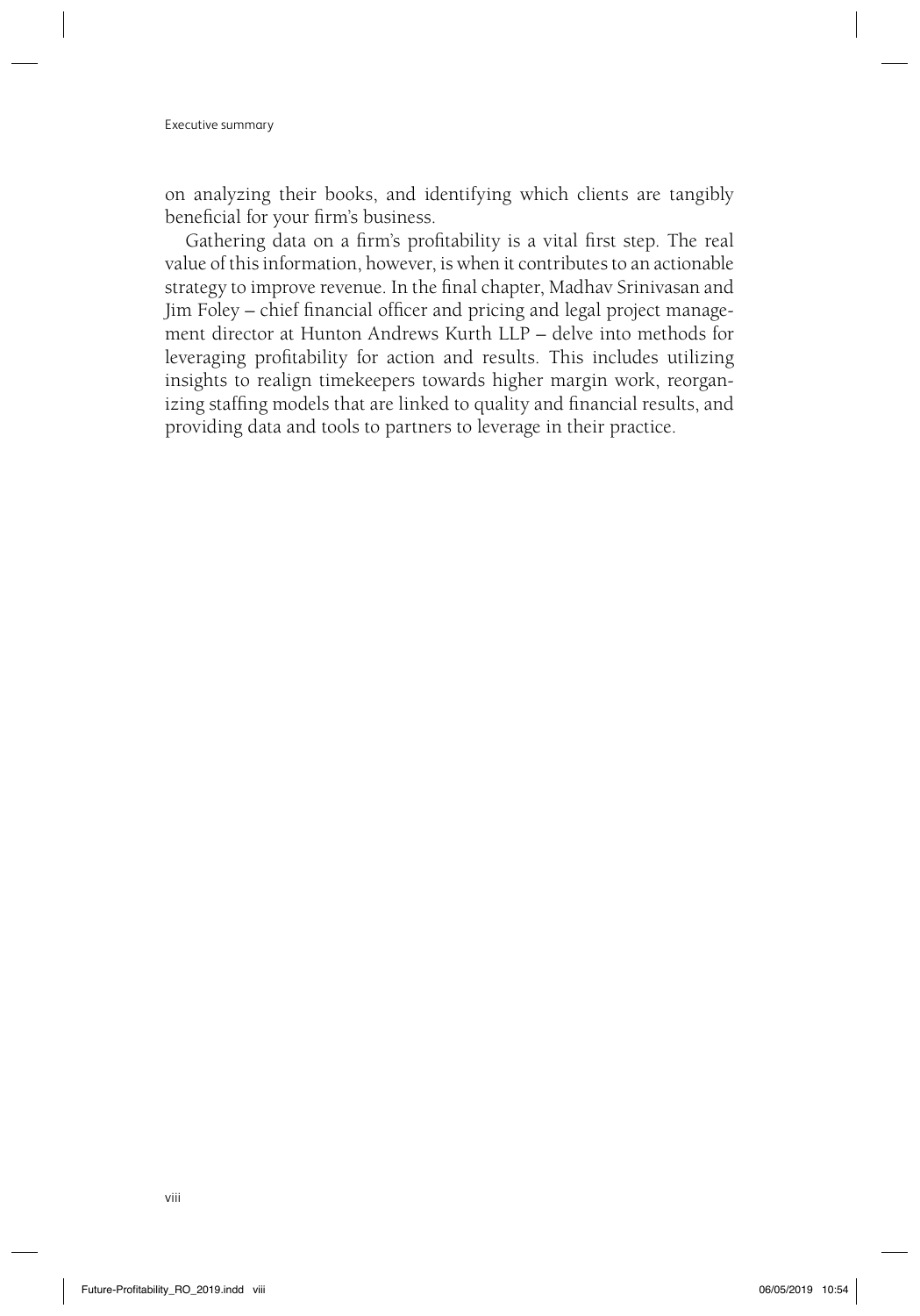on analyzing their books, and identifying which clients are tangibly beneficial for your firm's business.

Gathering data on a firm's profitability is a vital first step. The real value of this information, however, is when it contributes to an actionable strategy to improve revenue. In the final chapter, Madhav Srinivasan and Jim Foley – chief financial officer and pricing and legal project management director at Hunton Andrews Kurth LLP – delve into methods for leveraging profitability for action and results. This includes utilizing insights to realign timekeepers towards higher margin work, reorganizing staffing models that are linked to quality and financial results, and providing data and tools to partners to leverage in their practice.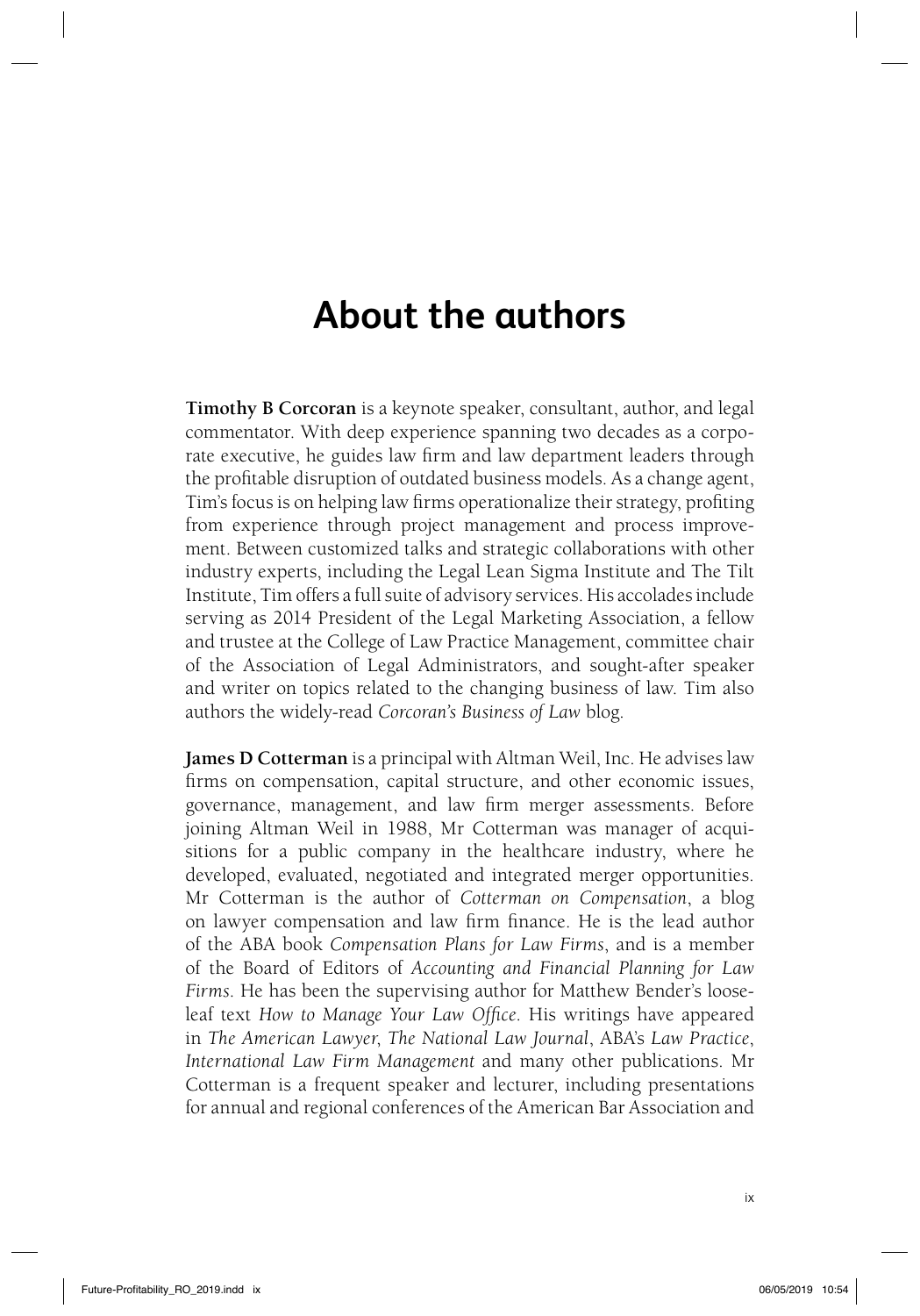# About the authors

**Timothy B Corcoran** is a keynote speaker, consultant, author, and legal commentator. With deep experience spanning two decades as a corporate executive, he guides law firm and law department leaders through the profitable disruption of outdated business models. As a change agent, Tim's focus is on helping law firms operationalize their strategy, profiting from experience through project management and process improvement. Between customized talks and strategic collaborations with other industry experts, including the Legal Lean Sigma Institute and The Tilt Institute, Tim offers a full suite of advisory services. His accolades include serving as 2014 President of the Legal Marketing Association, a fellow and trustee at the College of Law Practice Management, committee chair of the Association of Legal Administrators, and sought-after speaker and writer on topics related to the changing business of law. Tim also authors the widely-read *Corcoran's Business of Law* blog.

**James D Cotterman** is a principal with Altman Weil, Inc. He advises law firms on compensation, capital structure, and other economic issues, governance, management, and law firm merger assessments. Before joining Altman Weil in 1988, Mr Cotterman was manager of acquisitions for a public company in the healthcare industry, where he developed, evaluated, negotiated and integrated merger opportunities. Mr Cotterman is the author of *Cotterman on Compensation*, a blog on lawyer compensation and law firm finance. He is the lead author of the ABA book *Compensation Plans for Law Firms*, and is a member of the Board of Editors of *Accounting and Financial Planning for Law Firms*. He has been the supervising author for Matthew Bender's looseleaf text *How to Manage Your Law Office*. His writings have appeared in *The American Lawyer*, *The National Law Journal*, ABA's *Law Practice*, *International Law Firm Management* and many other publications. Mr Cotterman is a frequent speaker and lecturer, including presentations for annual and regional conferences of the American Bar Association and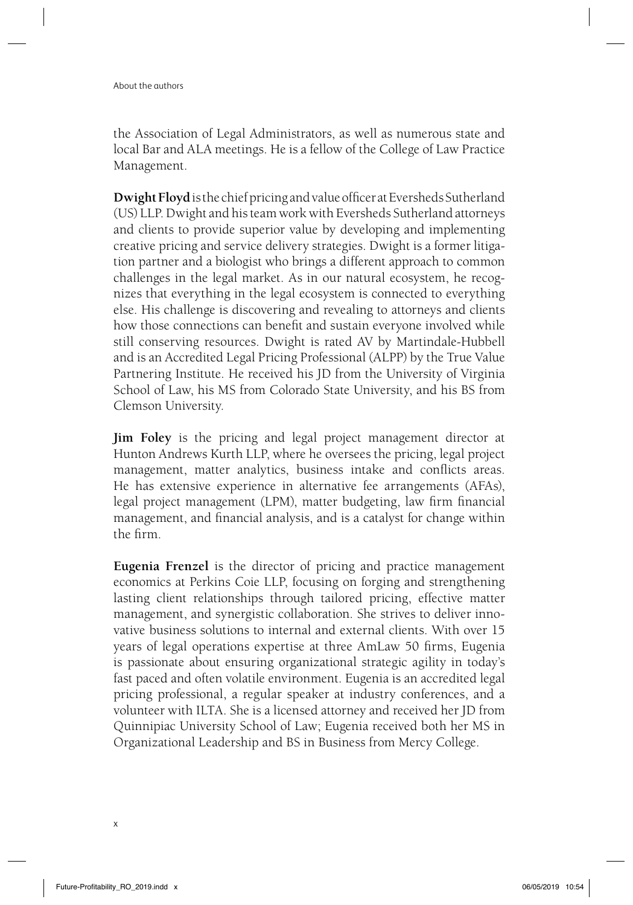the Association of Legal Administrators, as well as numerous state and local Bar and ALA meetings. He is a fellow of the College of Law Practice Management.

**Dwight Floyd** is the chief pricing and value officer at Eversheds Sutherland (US) LLP. Dwight and his team work with Eversheds Sutherland attorneys and clients to provide superior value by developing and implementing creative pricing and service delivery strategies. Dwight is a former litigation partner and a biologist who brings a different approach to common challenges in the legal market. As in our natural ecosystem, he recognizes that everything in the legal ecosystem is connected to everything else. His challenge is discovering and revealing to attorneys and clients how those connections can benefit and sustain everyone involved while still conserving resources. Dwight is rated AV by Martindale-Hubbell and is an Accredited Legal Pricing Professional (ALPP) by the True Value Partnering Institute. He received his JD from the University of Virginia School of Law, his MS from Colorado State University, and his BS from Clemson University.

**Jim Foley** is the pricing and legal project management director at Hunton Andrews Kurth LLP, where he oversees the pricing, legal project management, matter analytics, business intake and conflicts areas. He has extensive experience in alternative fee arrangements (AFAs), legal project management (LPM), matter budgeting, law firm financial management, and financial analysis, and is a catalyst for change within the firm.

**Eugenia Frenzel** is the director of pricing and practice management economics at Perkins Coie LLP, focusing on forging and strengthening lasting client relationships through tailored pricing, effective matter management, and synergistic collaboration. She strives to deliver innovative business solutions to internal and external clients. With over 15 years of legal operations expertise at three AmLaw 50 firms, Eugenia is passionate about ensuring organizational strategic agility in today's fast paced and often volatile environment. Eugenia is an accredited legal pricing professional, a regular speaker at industry conferences, and a volunteer with ILTA. She is a licensed attorney and received her JD from Quinnipiac University School of Law; Eugenia received both her MS in Organizational Leadership and BS in Business from Mercy College.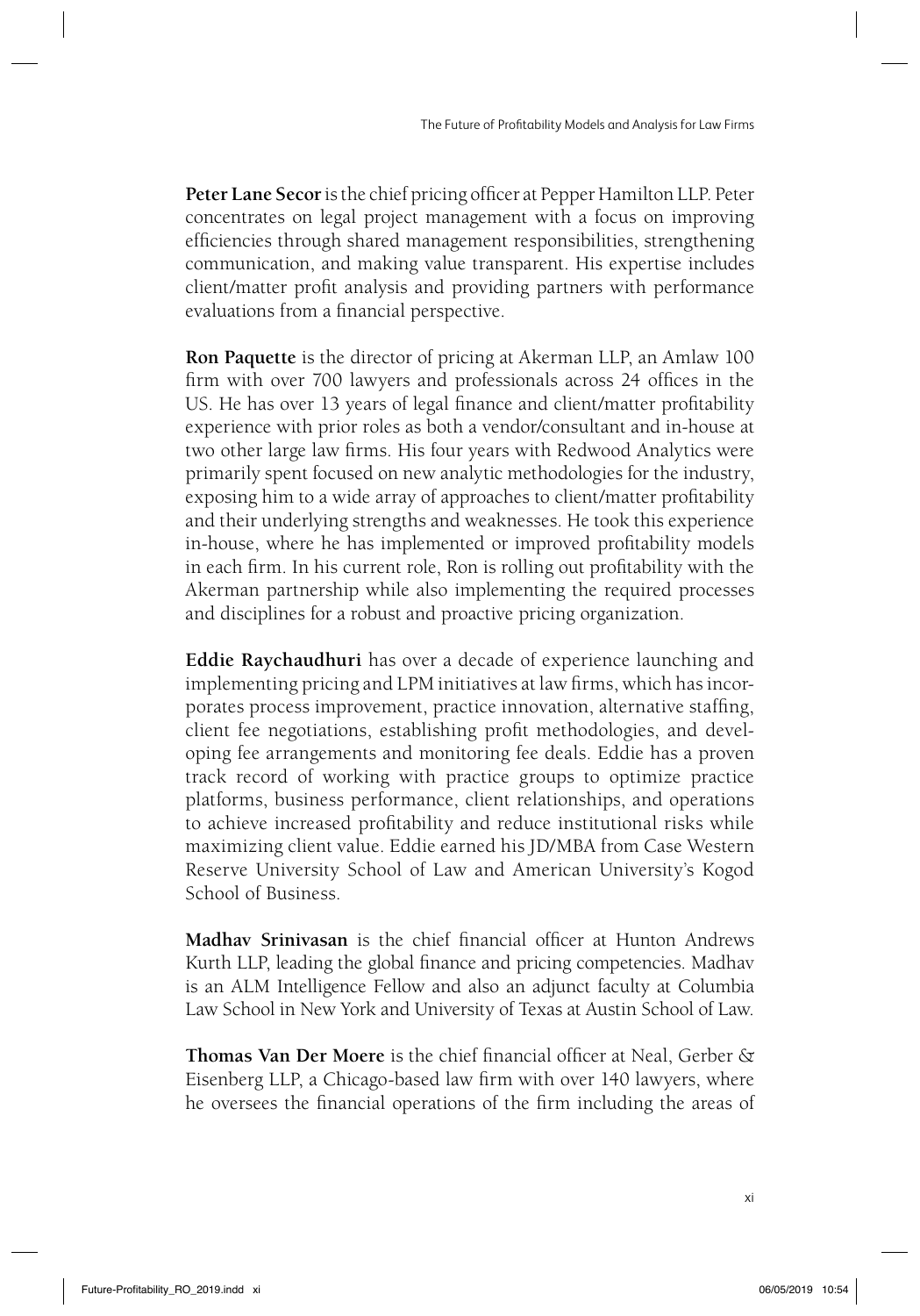**Peter Lane Secor** is the chief pricing officer at Pepper Hamilton LLP. Peter concentrates on legal project management with a focus on improving efficiencies through shared management responsibilities, strengthening communication, and making value transparent. His expertise includes client/matter profit analysis and providing partners with performance evaluations from a financial perspective.

**Ron Paquette** is the director of pricing at Akerman LLP, an Amlaw 100 firm with over 700 lawyers and professionals across 24 offices in the US. He has over 13 years of legal finance and client/matter profitability experience with prior roles as both a vendor/consultant and in-house at two other large law firms. His four years with Redwood Analytics were primarily spent focused on new analytic methodologies for the industry, exposing him to a wide array of approaches to client/matter profitability and their underlying strengths and weaknesses. He took this experience in-house, where he has implemented or improved profitability models in each firm. In his current role, Ron is rolling out profitability with the Akerman partnership while also implementing the required processes and disciplines for a robust and proactive pricing organization.

**Eddie Raychaudhuri** has over a decade of experience launching and implementing pricing and LPM initiatives at law firms, which has incorporates process improvement, practice innovation, alternative staffing, client fee negotiations, establishing profit methodologies, and developing fee arrangements and monitoring fee deals. Eddie has a proven track record of working with practice groups to optimize practice platforms, business performance, client relationships, and operations to achieve increased profitability and reduce institutional risks while maximizing client value. Eddie earned his JD/MBA from Case Western Reserve University School of Law and American University's Kogod School of Business.

**Madhav Srinivasan** is the chief financial officer at Hunton Andrews Kurth LLP, leading the global finance and pricing competencies. Madhav is an ALM Intelligence Fellow and also an adjunct faculty at Columbia Law School in New York and University of Texas at Austin School of Law.

**Thomas Van Der Moere** is the chief financial officer at Neal, Gerber & Eisenberg LLP, a Chicago-based law firm with over 140 lawyers, where he oversees the financial operations of the firm including the areas of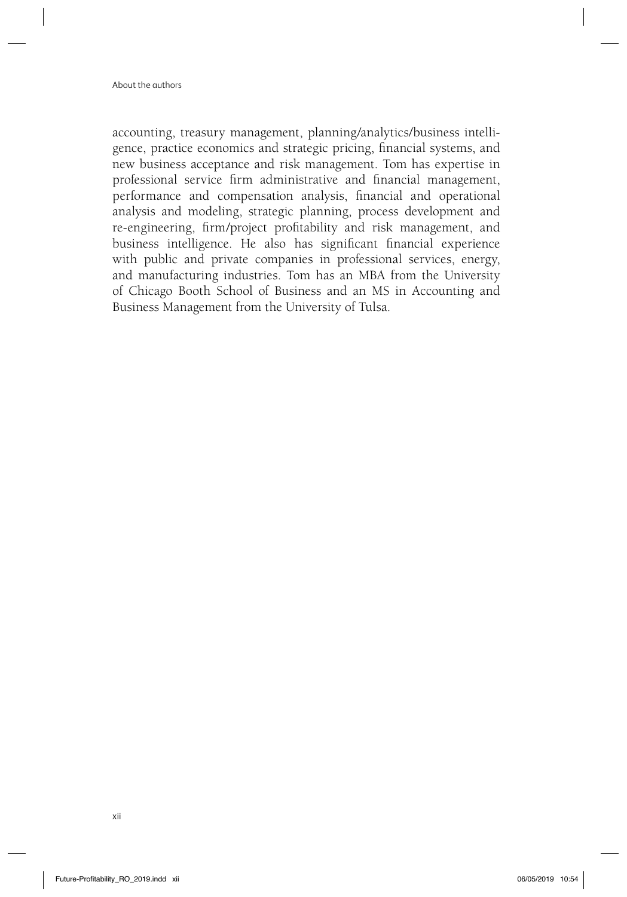accounting, treasury management, planning/analytics/business intelligence, practice economics and strategic pricing, financial systems, and new business acceptance and risk management. Tom has expertise in professional service firm administrative and financial management, performance and compensation analysis, financial and operational analysis and modeling, strategic planning, process development and re-engineering, firm/project profitability and risk management, and business intelligence. He also has significant financial experience with public and private companies in professional services, energy, and manufacturing industries. Tom has an MBA from the University of Chicago Booth School of Business and an MS in Accounting and Business Management from the University of Tulsa.